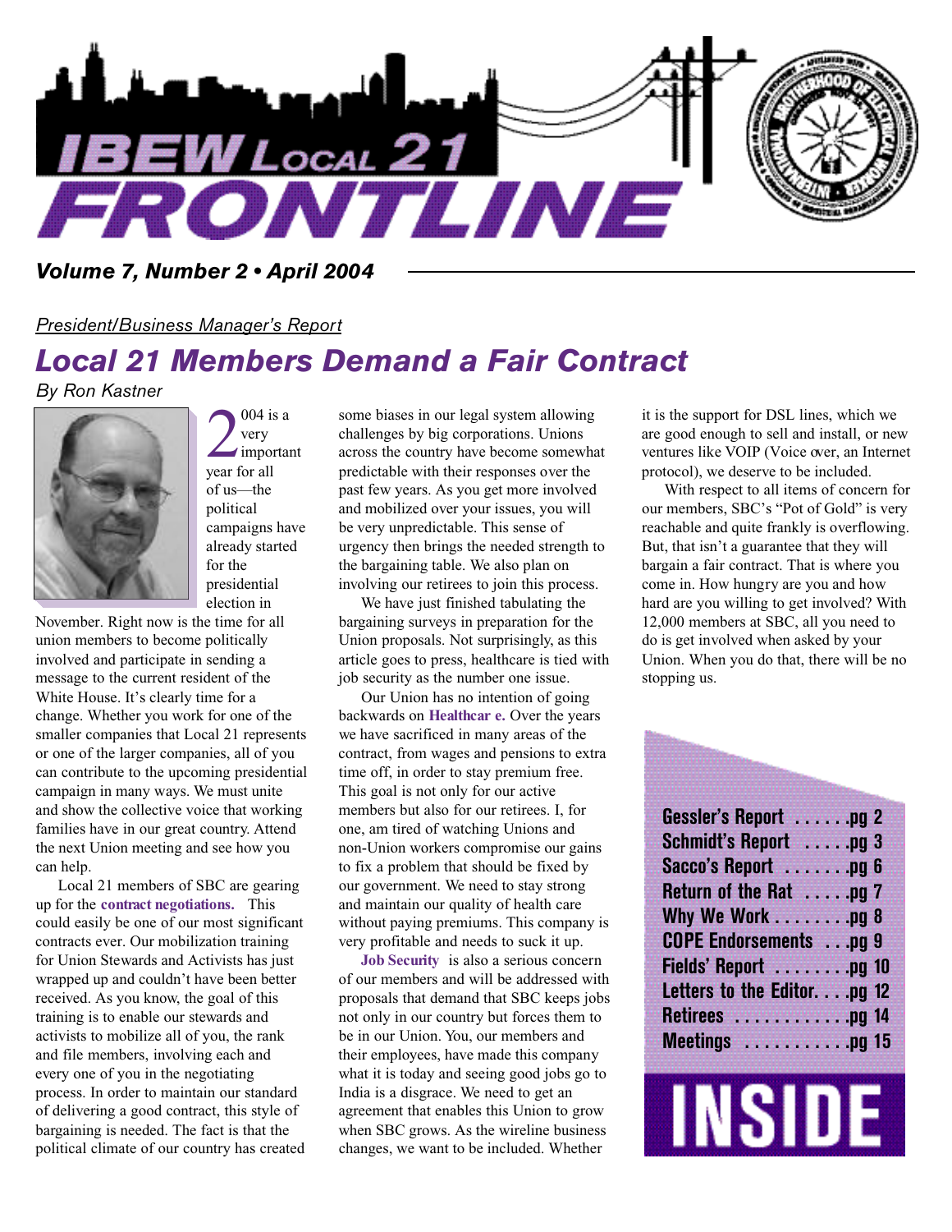# IBEW Local 21 FRONTLINE

*Volume 7, Number 2 • April 2004*

*President/Business Manager's Report*

## Local 21 Members Demand a Fair Contract

*By Ron Kastner*

2004 is a very important year for all of us—the political campaigns have already started for the presidential election in November. Right now is the time for all union members to become politically involved and participate in sending a message to the current resident of the White House. It's clearly time for a change. Whether you work for one of the smaller companies that Local 21 represents or one of the larger companies, all of you can contribute to the upcoming presidential campaign in many ways. We must unite and show the collective voice that working families have in our great country. Attend the next Union meeting and see how you can help.

Local 21 members of SBC are gearing up for the **contract negotiations.** This could easily be one of our most significant contracts ever. Our mobilization training for Union Stewards and Activists has just wrapped up and couldn't have been better received. As you know, the goal of this training is to enable our stewards and activists to mobilize all of you, the rank and file members, involving each and every one of you in the negotiating process. In order to maintain our standard of delivering a good contract, this style of bargaining is needed. The fact is that the political climate of our country has created some biases in our legal system allowing challenges by big corporations. Unions across the country have become somewhat predictable with their responses over the past few years. As you get more involved and mobilized over your issues, you will be very unpredictable. This sense of urgency then brings the needed strength to the bargaining table. We also plan on involving our retirees to join this process.

We have just finished tabulating the bargaining surveys in preparation for the Union proposals. Not surprisingly, as this article goes to press, healthcare is tied with job security as the number one issue.

Our Union has no intention of going backwards on **Healthcare.** Over the years we have sacrificed in many areas of the contract, from wages and pensions to extra time off, in order to stay premium free. This goal is not only for our active members but also for our retirees. I, for one, am tired of watching Unions and non-Union workers compromise our gains to fix a problem that should be fixed by our government. We need to stay strong and maintain our quality of health care without paying premiums. This company is very profitable and needs to suck it up.

**Job Security** is also a serious concern of our members and will be addressed with proposals that demand that SBC keeps jobs not only in our country but forces them to be in our Union. You, our members and their employees, have made this company what it is today and seeing good jobs go to India is a disgrace. We need to get an agreement that enables this Union to grow when SBC grows. As the wireline business changes, we want to be included. Whether it is the support for DSL lines, which we are good enough to sell and install, or new ventures like VOIP (Voice over, an Internet protocol), we deserve to be included.

With respect to all items of concern for our members, SBC's "Pot of Gold" is very reachable and quite frankly is overflowing. But, that isn't a guarantee that they will bargain a fair contract. That is where you come in. How hungry are you and how hard are you willing to get involved? With 12,000 members at SBC, all you need to do is get involved when asked by your Union. When you do that, there will be no stopping us.

**INSIDE**

- Gessler's Report ...... pg 2
- Schmidt's Report ..... pg 3
- Sacco's Report ....... pg 6
- Return of the Rat ..... pg 7
- Why We Work ........ pg 8
- COPE Endorsements ... pg 9
- Fields' Report ........ pg 10
- Letters to the Editor. . . . pg 12
- Retirees ............ pg 14
- Meetings ........... pg 15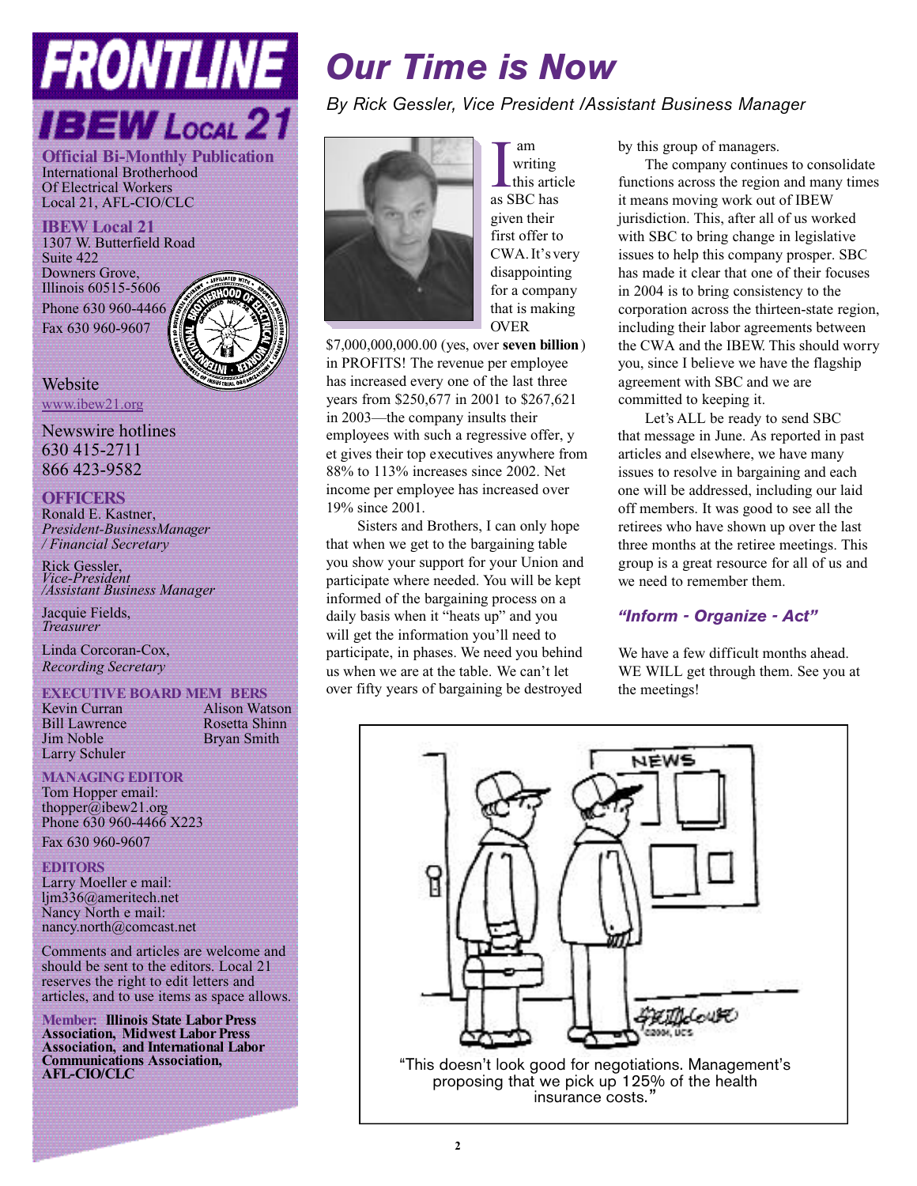# FRONTLINE

## IBEW Local 21

**Official Bi-Monthly Publication**
International Brotherhood Of Electrical Workers Local 21, AFL-CIO/CLC

**IBEW Local 21**
1307 W. Butterfield Road
Suite 422
Downers Grove, Illinois 60515-5606
Phone 630 960-4466
Fax 630 960-9607

Website
www.ibew21.org

Newswire hotlines
630 415-2711
866 423-9582

**OFFICERS**
Ronald E. Kastner, *President-BusinessManager / Financial Secretary*

Rick Gessler, *Vice-President /Assistant Business Manager*

Jacquie Fields, *Treasurer*

Linda Corcoran-Cox, *Recording Secretary*

**EXECUTIVE BOARD MEMBERS**
Kevin Curran
Bill Lawrence
Jim Noble
Larry Schuler
Alison Watson
Rosetta Shinn
Bryan Smith

**MANAGING EDITOR**
Tom Hopper email: thopper@ibew21.org
Phone 630 960-4466 X223
Fax 630 960-9607

**EDITORS**
Larry Moeller e mail: ljm336@ameritech.net
Nancy North e mail: nancy.north@comcast.net

Comments and articles are welcome and should be sent to the editors. Local 21 reserves the right to edit letters and articles, and to use items as space allows.

**Member: Illinois State Labor Press Association, Midwest Labor Press Association, and International Labor Communications Association, AFL-CIO/CLC**

# *Our Time is Now*

*By Rick Gessler, Vice President /Assistant Business Manager*

I am writing this article as SBC has given their first offer to CWA. It's very disappointing for a company that is making OVER $7,000,000,000.00 (yes, over **seven billion**) in PROFITS! The revenue per employee has increased every one of the last three years from $250,677 in 2001 to $267,621 in 2003—the company insults their employees with such a regressive offer, yet gives their top executives anywhere from 88% to 113% increases since 2002. Net income per employee has increased over 19% since 2001.

Sisters and Brothers, I can only hope that when we get to the bargaining table you show your support for your Union and participate where needed. You will be kept informed of the bargaining process on a daily basis when it "heats up" and you will get the information you'll need to participate, in phases. We need you behind us when we are at the table. We can't let over fifty years of bargaining be destroyed by this group of managers.

The company continues to consolidate functions across the region and many times it means moving work out of IBEW jurisdiction. This, after all of us worked with SBC to bring change in legislative issues to help this company prosper. SBC has made it clear that one of their focuses in 2004 is to bring consistency to the corporation across the thirteen-state region, including their labor agreements between the CWA and the IBEW. This should worry you, since I believe we have the flagship agreement with SBC and we are committed to keeping it.

Let's ALL be ready to send SBC that message in June. As reported in past articles and elsewhere, we have many issues to resolve in bargaining and each one will be addressed, including our laid off members. It was good to see all the retirees who have shown up over the last three months at the retiree meetings. This group is a great resource for all of us and we need to remember them.

***"Inform - Organize - Act"***

We have a few difficult months ahead. WE WILL get through them. See you at the meetings!

"This doesn't look good for negotiations. Management's proposing that we pick up 125% of the health insurance costs."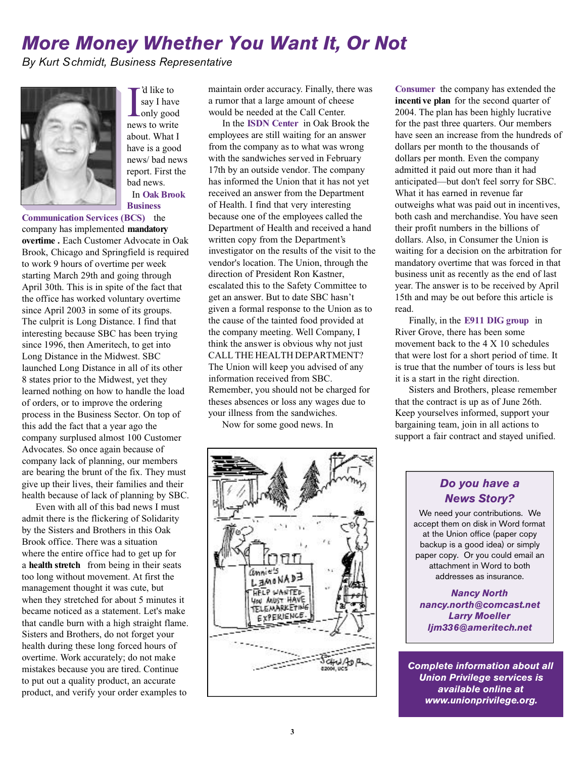# More Money Whether You Want It, Or Not

*By Kurt Schmidt, Business Representative*

I'd like to say I have only good news to write about. What I have is a good news/ bad news report. First the bad news.

In **Oak Brook Business Communication Services (BCS)** the company has implemented **mandatory overtime .** Each Customer Advocate in Oak Brook, Chicago and Springfield is required to work 9 hours of overtime per week starting March 29th and going through April 30th. This is in spite of the fact that the office has worked voluntary overtime since April 2003 in some of its groups. The culprit is Long Distance. I find that interesting because SBC has been trying since 1996, then Ameritech, to get into Long Distance in the Midwest. SBC launched Long Distance in all of its other 8 states prior to the Midwest, yet they learned nothing on how to handle the load of orders, or to improve the ordering process in the Business Sector. On top of this add the fact that a year ago the company surplused almost 100 Customer Advocates. So once again because of company lack of planning, our members are bearing the brunt of the fix. They must give up their lives, their families and their health because of lack of planning by SBC.

Even with all of this bad news I must admit there is the flickering of Solidarity by the Sisters and Brothers in this Oak Brook office. There was a situation where the entire office had to get up for a **health stretch** from being in their seats too long without movement. At first the management thought it was cute, but when they stretched for about 5 minutes it became noticed as a statement. Let's make that candle burn with a high straight flame. Sisters and Brothers, do not forget your health during these long forced hours of overtime. Work accurately; do not make mistakes because you are tired. Continue to put out a quality product, an accurate product, and verify your order examples to maintain order accuracy. Finally, there was a rumor that a large amount of cheese would be needed at the Call Center.

In the **ISDN Center** in Oak Brook the employees are still waiting for an answer from the company as to what was wrong with the sandwiches served in February 17th by an outside vendor. The company has informed the Union that it has not yet received an answer from the Department of Health. I find that very interesting because one of the employees called the Department of Health and received a hand written copy from the Department's investigator on the results of the visit to the vendor's location. The Union, through the direction of President Ron Kastner, escalated this to the Safety Committee to get an answer. But to date SBC hasn't given a formal response to the Union as to the cause of the tainted food provided at the company meeting. Well Company, I think the answer is obvious why not just CALL THE HEALTH DEPARTMENT? The Union will keep you advised of any information received from SBC. Remember, you should not be charged for theses absences or loss any wages due to your illness from the sandwiches.

Now for some good news. In **Consumer** the company has extended the **incentive plan** for the second quarter of 2004. The plan has been highly lucrative for the past three quarters. Our members have seen an increase from the hundreds of dollars per month to the thousands of dollars per month. Even the company admitted it paid out more than it had anticipated—but don't feel sorry for SBC. What it has earned in revenue far outweighs what was paid out in incentives, both cash and merchandise. You have seen their profit numbers in the billions of dollars. Also, in Consumer the Union is waiting for a decision on the arbitration for mandatory overtime that was forced in that business unit as recently as the end of last year. The answer is to be received by April 15th and may be out before this article is read.

Finally, in the **E911 DIG group** in River Grove, there has been some movement back to the 4 X 10 schedules that were lost for a short period of time. It is true that the number of tours is less but it is a start in the right direction.

Sisters and Brothers, please remember that the contract is up as of June 26th. Keep yourselves informed, support your bargaining team, join in all actions to support a fair contract and stayed unified.

---

### *Do you have a News Story?*

We need your contributions. We accept them on disk in Word format at the Union office (paper copy backup is a good idea) or simply paper copy. Or you could email an attachment in Word to both addresses as insurance.

***Nancy North***
***nancy.north@comcast.net***
***Larry Moeller***
***ljm336@ameritech.net***

---

***Complete information about all Union Privilege services is available online at www.unionprivilege.org.***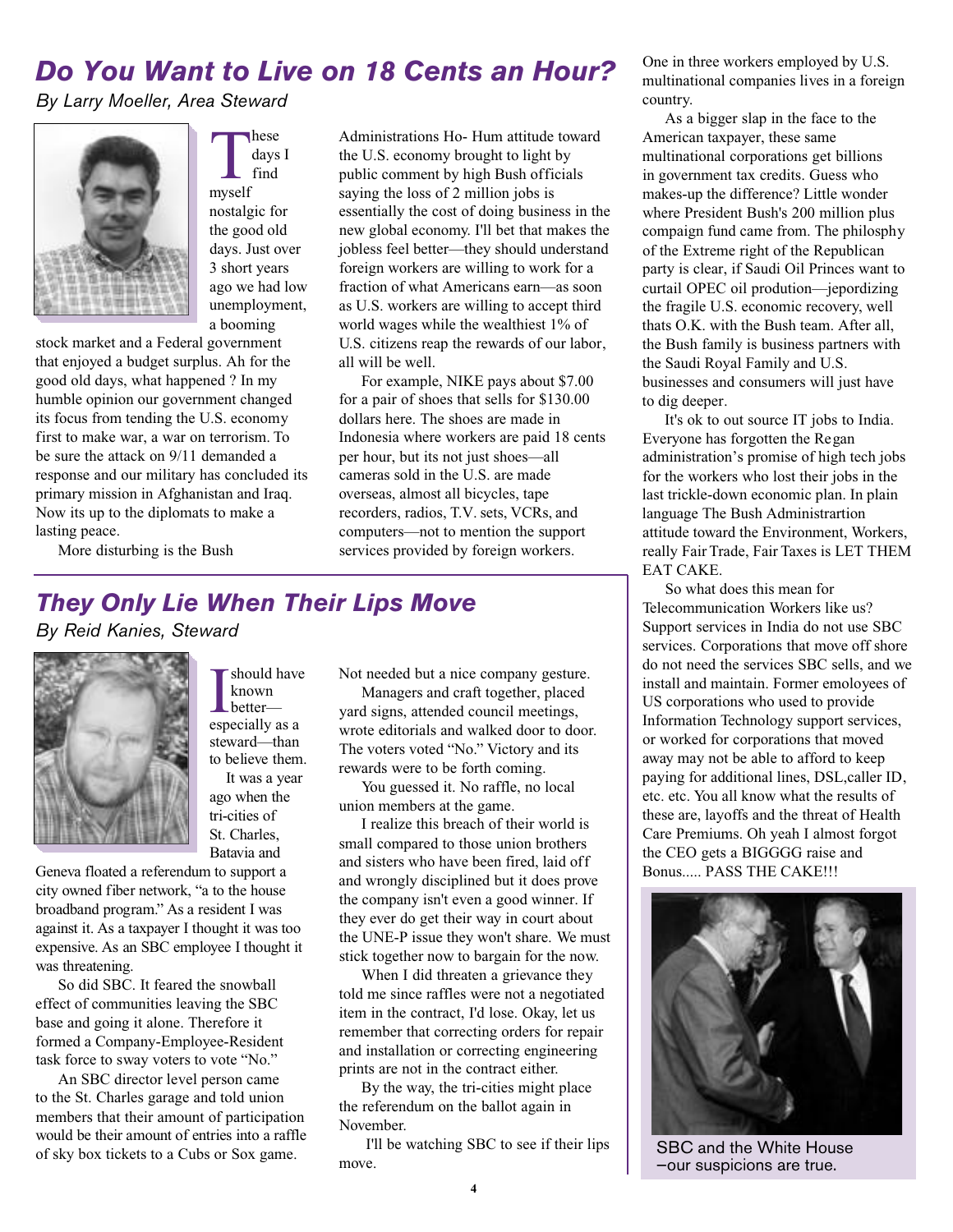## Do You Want to Live on 18 Cents an Hour?

*By Larry Moeller, Area Steward*

These days I find myself nostalgic for the good old days. Just over 3 short years ago we had low unemployment, a booming stock market and a Federal government that enjoyed a budget surplus. Ah for the good old days, what happened ? In my humble opinion our government changed its focus from tending the U.S. economy first to make war, a war on terrorism. To be sure the attack on 9/11 demanded a response and our military has concluded its primary mission in Afghanistan and Iraq. Now its up to the diplomats to make a lasting peace.

More disturbing is the Bush Administrations Ho- Hum attitude toward the U.S. economy brought to light by public comment by high Bush officials saying the loss of 2 million jobs is essentially the cost of doing business in the new global economy. I'll bet that makes the jobless feel better—they should understand foreign workers are willing to work for a fraction of what Americans earn—as soon as U.S. workers are willing to accept third world wages while the wealthiest 1% of U.S. citizens reap the rewards of our labor, all will be well.

For example, NIKE pays about $7.00 for a pair of shoes that sells for $130.00 dollars here. The shoes are made in Indonesia where workers are paid 18 cents per hour, but its not just shoes—all cameras sold in the U.S. are made overseas, almost all bicycles, tape recorders, radios, T.V. sets, VCRs, and computers—not to mention the support services provided by foreign workers. One in three workers employed by U.S. multinational companies lives in a foreign country.

As a bigger slap in the face to the American taxpayer, these same multinational corporations get billions in government tax credits. Guess who makes-up the difference? Little wonder where President Bush's 200 million plus compaign fund came from. The philosphy of the Extreme right of the Republican party is clear, if Saudi Oil Princes want to curtail OPEC oil prodution—jepordizing the fragile U.S. economic recovery, well thats O.K. with the Bush team. After all, the Bush family is business partners with the Saudi Royal Family and U.S. businesses and consumers will just have to dig deeper.

It's ok to out source IT jobs to India. Everyone has forgotten the Regan administration's promise of high tech jobs for the workers who lost their jobs in the last trickle-down economic plan. In plain language The Bush Administrartion attitude toward the Environment, Workers, really Fair Trade, Fair Taxes is LET THEM EAT CAKE.

So what does this mean for Telecommunication Workers like us? Support services in India do not use SBC services. Corporations that move off shore do not need the services SBC sells, and we install and maintain. Former emloyees of US corporations who used to provide Information Technology support services, or worked for corporations that moved away may not be able to afford to keep paying for additional lines, DSL,caller ID, etc. etc. You all know what the results of these are, layoffs and the threat of Health Care Premiums. Oh yeah I almost forgot the CEO gets a BIGGGG raise and Bonus..... PASS THE CAKE!!!

SBC and the White House –our suspicions are true.

## They Only Lie When Their Lips Move

*By Reid Kanies, Steward*

I should have known better—especially as a steward—than to believe them.

It was a year ago when the tri-cities of St. Charles, Batavia and Geneva floated a referendum to support a city owned fiber network, "a to the house broadband program." As a resident I was against it. As a taxpayer I thought it was too expensive. As an SBC employee I thought it was threatening.

So did SBC. It feared the snowball effect of communities leaving the SBC base and going it alone. Therefore it formed a Company-Employee-Resident task force to sway voters to vote "No."

An SBC director level person came to the St. Charles garage and told union members that their amount of participation would be their amount of entries into a raffle of sky box tickets to a Cubs or Sox game. Not needed but a nice company gesture.

Managers and craft together, placed yard signs, attended council meetings, wrote editorials and walked door to door. The voters voted "No." Victory and its rewards were to be forth coming.

You guessed it. No raffle, no local union members at the game.

I realize this breach of their world is small compared to those union brothers and sisters who have been fired, laid off and wrongly disciplined but it does prove the company isn't even a good winner. If they ever do get their way in court about the UNE-P issue they won't share. We must stick together now to bargain for the now.

When I did threaten a grievance they told me since raffles were not a negotiated item in the contract, I'd lose. Okay, let us remember that correcting orders for repair and installation or correcting engineering prints are not in the contract either.

By the way, the tri-cities might place the referendum on the ballot again in November.

I'll be watching SBC to see if their lips move.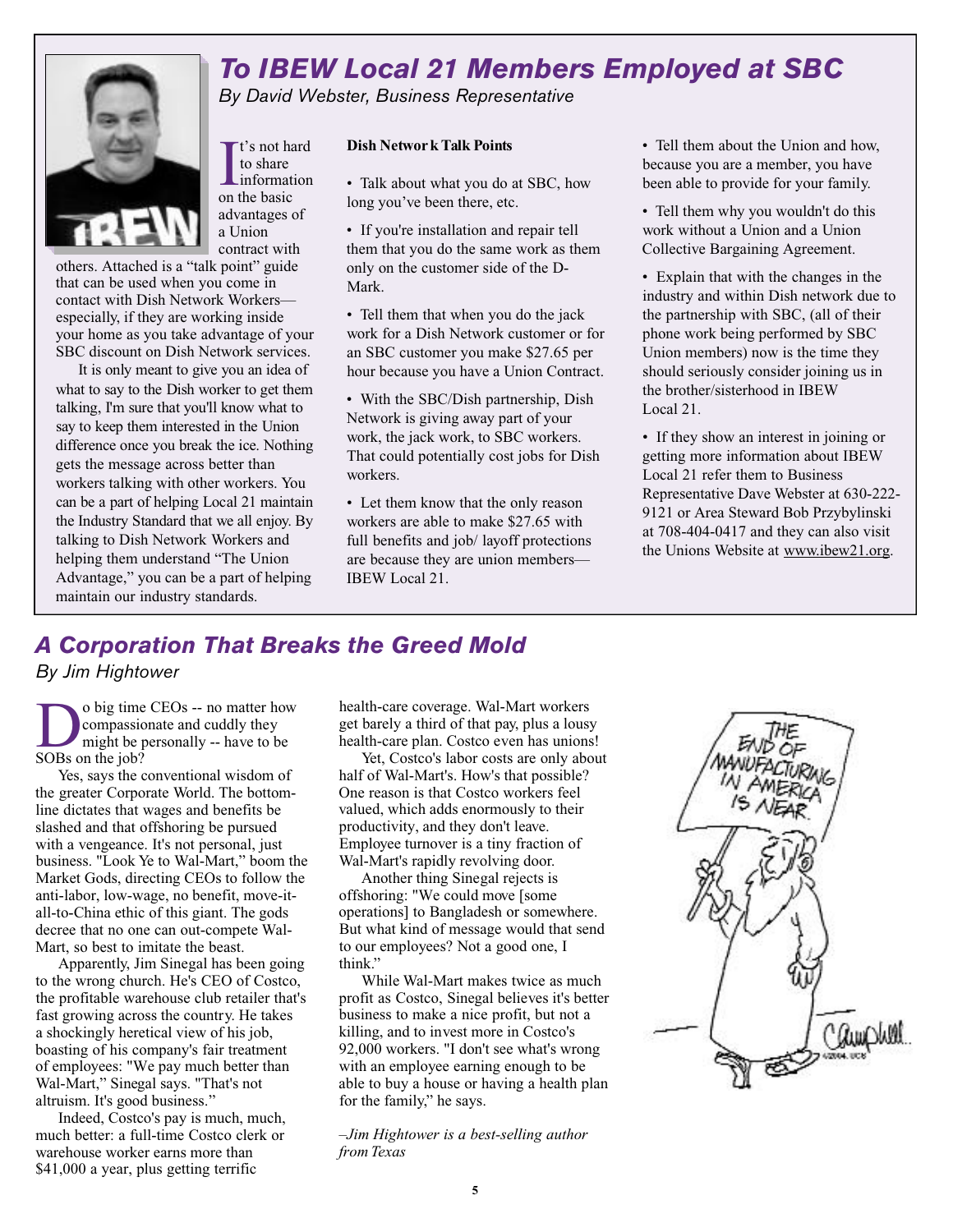# To IBEW Local 21 Members Employed at SBC

*By David Webster, Business Representative*

It's not hard to share information on the basic advantages of a Union contract with others. Attached is a "talk point" guide that can be used when you come in contact with Dish Network Workers—especially, if they are working inside your home as you take advantage of your SBC discount on Dish Network services.

It is only meant to give you an idea of what to say to the Dish worker to get them talking, I'm sure that you'll know what to say to keep them interested in the Union difference once you break the ice. Nothing gets the message across better than workers talking with other workers. You can be a part of helping Local 21 maintain the Industry Standard that we all enjoy. By talking to Dish Network Workers and helping them understand "The Union Advantage," you can be a part of helping maintain our industry standards.

**Dish Network Talk Points**

- Talk about what you do at SBC, how long you've been there, etc.
- If you're installation and repair tell them that you do the same work as them only on the customer side of the D-Mark.
- Tell them that when you do the jack work for a Dish Network customer or for an SBC customer you make $27.65 per hour because you have a Union Contract.
- With the SBC/Dish partnership, Dish Network is giving away part of your work, the jack work, to SBC workers. That could potentially cost jobs for Dish workers.
- Let them know that the only reason workers are able to make $27.65 with full benefits and job/ layoff protections are because they are union members—IBEW Local 21.
- Tell them about the Union and how, because you are a member, you have been able to provide for your family.
- Tell them why you wouldn't do this work without a Union and a Union Collective Bargaining Agreement.
- Explain that with the changes in the industry and within Dish network due to the partnership with SBC, (all of their phone work being performed by SBC Union members) now is the time they should seriously consider joining us in the brother/sisterhood in IBEW Local 21.
- If they show an interest in joining or getting more information about IBEW Local 21 refer them to Business Representative Dave Webster at 630-222-9121 or Area Steward Bob Przybylinski at 708-404-0417 and they can also visit the Unions Website at www.ibew21.org.

# A Corporation That Breaks the Greed Mold

*By Jim Hightower*

Do big time CEOs -- no matter how compassionate and cuddly they might be personally -- have to be SOBs on the job?

Yes, says the conventional wisdom of the greater Corporate World. The bottom-line dictates that wages and benefits be slashed and that offshoring be pursued with a vengeance. It's not personal, just business. "Look Ye to Wal-Mart," boom the Market Gods, directing CEOs to follow the anti-labor, low-wage, no benefit, move-it-all-to-China ethic of this giant. The gods decree that no one can out-compete Wal-Mart, so best to imitate the beast.

Apparently, Jim Sinegal has been going to the wrong church. He's CEO of Costco, the profitable warehouse club retailer that's fast growing across the country. He takes a shockingly heretical view of his job, boasting of his company's fair treatment of employees: "We pay much better than Wal-Mart," Sinegal says. "That's not altruism. It's good business."

Indeed, Costco's pay is much, much, much better: a full-time Costco clerk or warehouse worker earns more than $41,000 a year, plus getting terrific health-care coverage. Wal-Mart workers get barely a third of that pay, plus a lousy health-care plan. Costco even has unions!

Yet, Costco's labor costs are only about half of Wal-Mart's. How's that possible? One reason is that Costco workers feel valued, which adds enormously to their productivity, and they don't leave. Employee turnover is a tiny fraction of Wal-Mart's rapidly revolving door.

Another thing Sinegal rejects is offshoring: "We could move [some operations] to Bangladesh or somewhere. But what kind of message would that send to our employees? Not a good one, I think."

While Wal-Mart makes twice as much profit as Costco, Sinegal believes it's better business to make a nice profit, but not a killing, and to invest more in Costco's 92,000 workers. "I don't see what's wrong with an employee earning enough to be able to buy a house or having a health plan for the family," he says.

*–Jim Hightower is a best-selling author from Texas*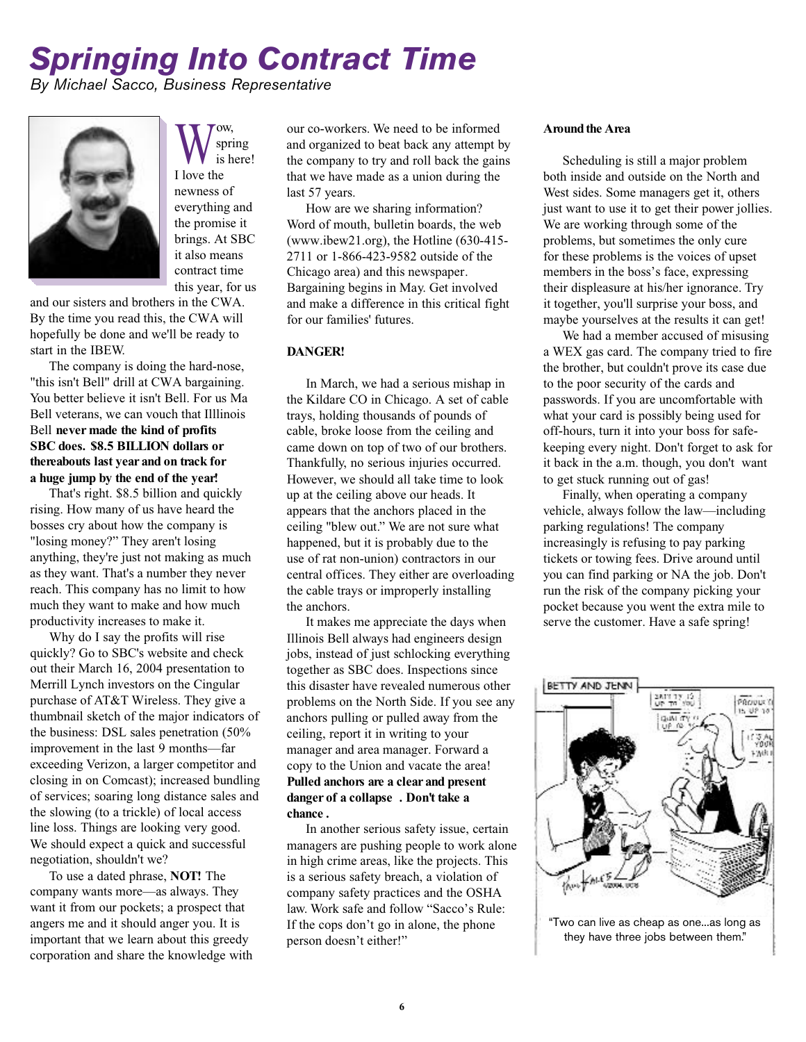# Springing Into Contract Time

*By Michael Sacco, Business Representative*

Wow, spring is here! I love the newness of everything and the promise it brings. At SBC it also means contract time this year, for us and our sisters and brothers in the CWA. By the time you read this, the CWA will hopefully be done and we'll be ready to start in the IBEW.

The company is doing the hard-nose, "this isn't Bell" drill at CWA bargaining. You better believe it isn't Bell. For us Ma Bell veterans, we can vouch that Illlinois Bell **never made the kind of profits SBC does. $8.5 BILLION dollars or thereabouts last year and on track for a huge jump by the end of the year!**

That's right. $8.5 billion and quickly rising. How many of us have heard the bosses cry about how the company is "losing money?" They aren't losing anything, they're just not making as much as they want. That's a number they never reach. This company has no limit to how much they want to make and how much productivity increases to make it.

Why do I say the profits will rise quickly? Go to SBC's website and check out their March 16, 2004 presentation to Merrill Lynch investors on the Cingular purchase of AT&T Wireless. They give a thumbnail sketch of the major indicators of the business: DSL sales penetration (50% improvement in the last 9 months—far exceeding Verizon, a larger competitor and closing in on Comcast); increased bundling of services; soaring long distance sales and the slowing (to a trickle) of local access line loss. Things are looking very good. We should expect a quick and successful negotiation, shouldn't we?

To use a dated phrase, **NOT!** The company wants more—as always. They want it from our pockets; a prospect that angers me and it should anger you. It is important that we learn about this greedy corporation and share the knowledge with our co-workers. We need to be informed and organized to beat back any attempt by the company to try and roll back the gains that we have made as a union during the last 57 years.

How are we sharing information? Word of mouth, bulletin boards, the web (www.ibew21.org), the Hotline (630-415-2711 or 1-866-423-9582 outside of the Chicago area) and this newspaper. Bargaining begins in May. Get involved and make a difference in this critical fight for our families' futures.

**DANGER!**

In March, we had a serious mishap in the Kildare CO in Chicago. A set of cable trays, holding thousands of pounds of cable, broke loose from the ceiling and came down on top of two of our brothers. Thankfully, no serious injuries occurred. However, we should all take time to look up at the ceiling above our heads. It appears that the anchors placed in the ceiling "blew out." We are not sure what happened, but it is probably due to the use of rat non-union) contractors in our central offices. They either are overloading the cable trays or improperly installing the anchors.

It makes me appreciate the days when Illinois Bell always had engineers design jobs, instead of just schlocking everything together as SBC does. Inspections since this disaster have revealed numerous other problems on the North Side. If you see any anchors pulling or pulled away from the ceiling, report it in writing to your manager and area manager. Forward a copy to the Union and vacate the area! **Pulled anchors are a clear and present danger of a collapse . Don't take a chance .**

In another serious safety issue, certain managers are pushing people to work alone in high crime areas, like the projects. This is a serious safety breach, a violation of company safety practices and the OSHA law. Work safe and follow "Sacco's Rule: If the cops don't go in alone, the phone person doesn't either!"

**Around the Area**

Scheduling is still a major problem both inside and outside on the North and West sides. Some managers get it, others just want to use it to get their power jollies. We are working through some of the problems, but sometimes the only cure for these problems is the voices of upset members in the boss's face, expressing their displeasure at his/her ignorance. Try it together, you'll surprise your boss, and maybe yourselves at the results it can get!

We had a member accused of misusing a WEX gas card. The company tried to fire the brother, but couldn't prove its case due to the poor security of the cards and passwords. If you are uncomfortable with what your card is possibly being used for off-hours, turn it into your boss for safe-keeping every night. Don't forget to ask for it back in the a.m. though, you don't want to get stuck running out of gas!

Finally, when operating a company vehicle, always follow the law—including parking regulations! The company increasingly is refusing to pay parking tickets or towing fees. Drive around until you can find parking or NA the job. Don't run the risk of the company picking your pocket because you went the extra mile to serve the customer. Have a safe spring!

"Two can live as cheap as one...as long as they have three jobs between them."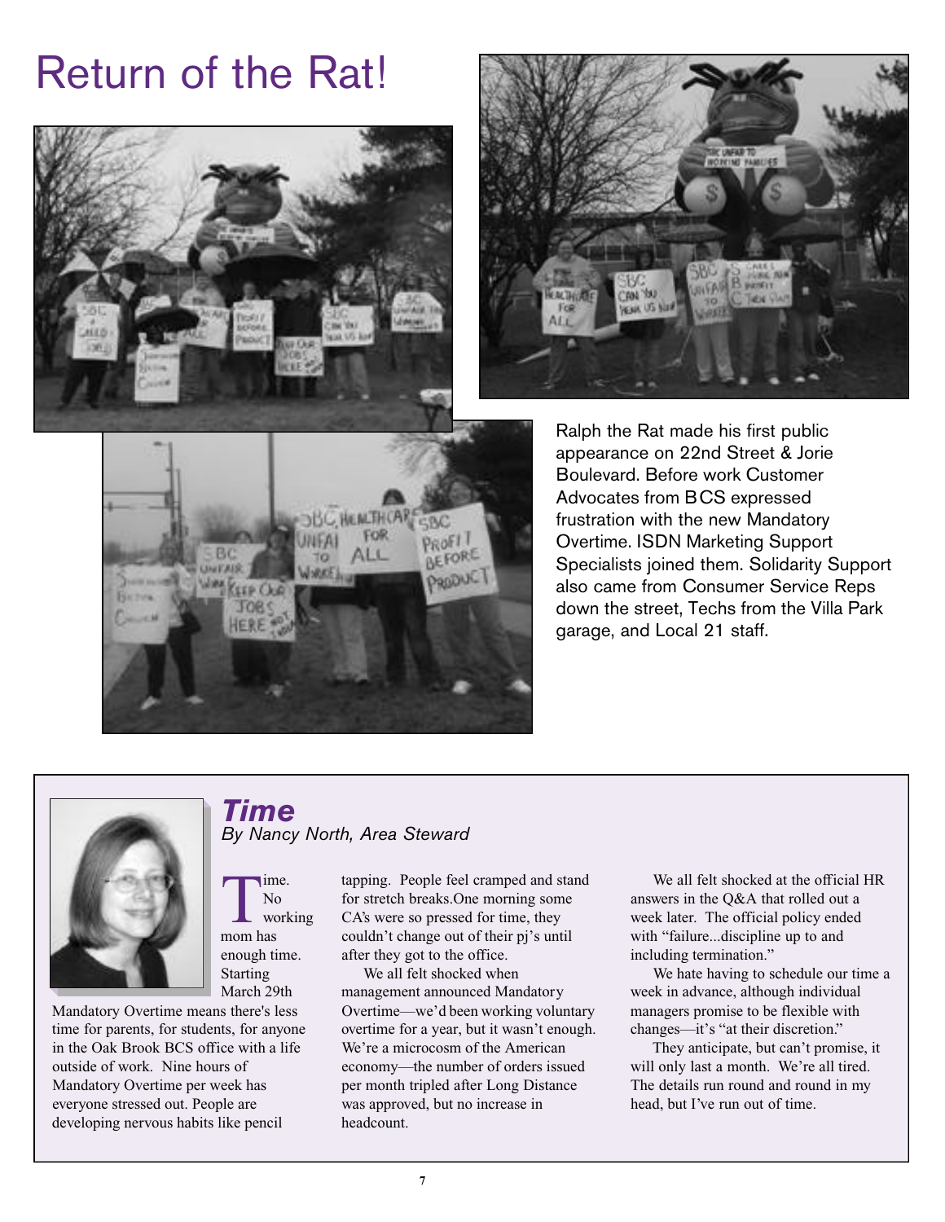# Return of the Rat!

Ralph the Rat made his first public appearance on 22nd Street & Jorie Boulevard. Before work Customer Advocates from BCS expressed frustration with the new Mandatory Overtime. ISDN Marketing Support Specialists joined them. Solidarity Support also came from Consumer Service Reps down the street, Techs from the Villa Park garage, and Local 21 staff.

## *Time*

*By Nancy North, Area Steward*

Time. No working mom has enough time. Starting March 29th Mandatory Overtime means there's less time for parents, for students, for anyone in the Oak Brook BCS office with a life outside of work. Nine hours of Mandatory Overtime per week has everyone stressed out. People are developing nervous habits like pencil tapping. People feel cramped and stand for stretch breaks.One morning some CA's were so pressed for time, they couldn't change out of their pj's until after they got to the office.

We all felt shocked when management announced Mandatory Overtime—we'd been working voluntary overtime for a year, but it wasn't enough. We're a microcosm of the American economy—the number of orders issued per month tripled after Long Distance was approved, but no increase in headcount.

We all felt shocked at the official HR answers in the Q&A that rolled out a week later. The official policy ended with "failure...discipline up to and including termination."

We hate having to schedule our time a week in advance, although individual managers promise to be flexible with changes—it's "at their discretion."

They anticipate, but can't promise, it will only last a month. We're all tired. The details run round and round in my head, but I've run out of time.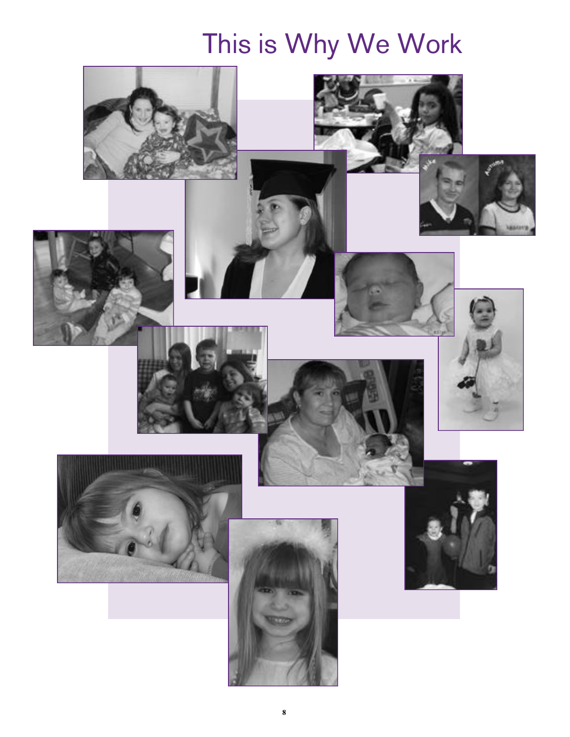# This is Why We Work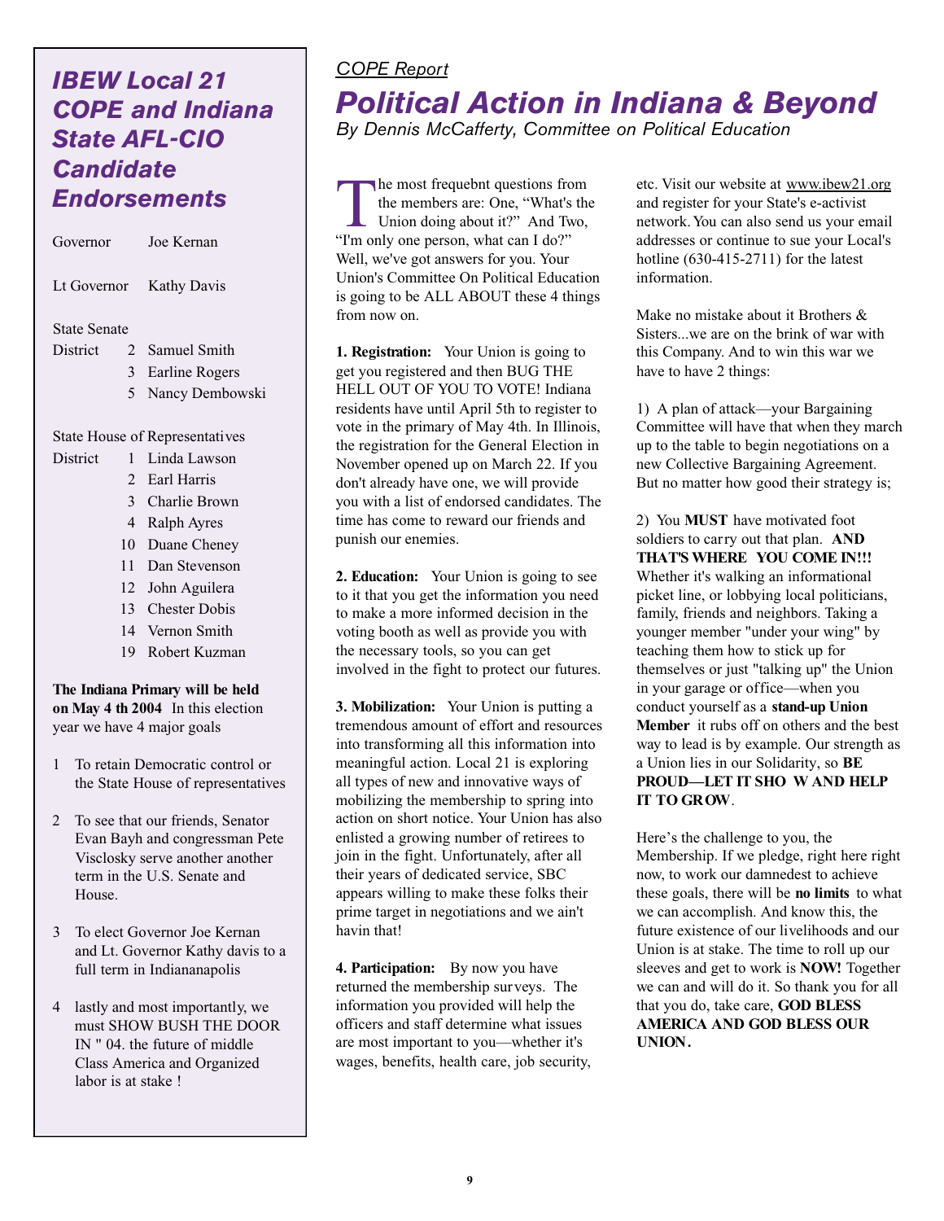## IBEW Local 21 COPE and Indiana State AFL-CIO Candidate Endorsements

| | | |
|---|---|---|
| Governor | | Joe Kernan |
| Lt Governor | | Kathy Davis |

**State Senate**

| District | | |
|---|---|---|
| | 2 | Samuel Smith |
| | 3 | Earline Rogers |
| | 5 | Nancy Dembowski |

**State House of Representatives**

| District | | |
|---|---|---|
| | 1 | Linda Lawson |
| | 2 | Earl Harris |
| | 3 | Charlie Brown |
| | 4 | Ralph Ayres |
| | 10 | Duane Cheney |
| | 11 | Dan Stevenson |
| | 12 | John Aguilera |
| | 13 | Chester Dobis |
| | 14 | Vernon Smith |
| | 19 | Robert Kuzman |

**The Indiana Primary will be held on May 4 th 2004** In this election year we have 4 major goals

1. To retain Democratic control or the State House of representatives
2. To see that our friends, Senator Evan Bayh and congressman Pete Visclosky serve another another term in the U.S. Senate and House.
3. To elect Governor Joe Kernan and Lt. Governor Kathy davis to a full term in Indianapolis
4. lastly and most importantly, we must SHOW BUSH THE DOOR IN " 04. the future of middle Class America and Organized labor is at stake !

*COPE Report*

# Political Action in Indiana & Beyond

*By Dennis McCafferty, Committee on Political Education*

The most frequebnt questions from the members are: One, "What's the Union doing about it?" And Two, "I'm only one person, what can I do?" Well, we've got answers for you. Your Union's Committee On Political Education is going to be ALL ABOUT these 4 things from now on.

**1. Registration:** Your Union is going to get you registered and then BUG THE HELL OUT OF YOU TO VOTE! Indiana residents have until April 5th to register to vote in the primary of May 4th. In Illinois, the registration for the General Election in November opened up on March 22. If you don't already have one, we will provide you with a list of endorsed candidates. The time has come to reward our friends and punish our enemies.

**2. Education:** Your Union is going to see to it that you get the information you need to make a more informed decision in the voting booth as well as provide you with the necessary tools, so you can get involved in the fight to protect our futures.

**3. Mobilization:** Your Union is putting a tremendous amount of effort and resources into transforming all this information into meaningful action. Local 21 is exploring all types of new and innovative ways of mobilizing the membership to spring into action on short notice. Your Union has also enlisted a growing number of retirees to join in the fight. Unfortunately, after all their years of dedicated service, SBC appears willing to make these folks their prime target in negotiations and we ain't havin that!

**4. Participation:** By now you have returned the membership surveys. The information you provided will help the officers and staff determine what issues are most important to you—whether it's wages, benefits, health care, job security, etc. Visit our website at www.ibew21.org and register for your State's e-activist network. You can also send us your email addresses or continue to sue your Local's hotline (630-415-2711) for the latest information.

Make no mistake about it Brothers & Sisters...we are on the brink of war with this Company. And to win this war we have to have 2 things:

1) A plan of attack—your Bargaining Committee will have that when they march up to the table to begin negotiations on a new Collective Bargaining Agreement. But no matter how good their strategy is;

2) You **MUST** have motivated foot soldiers to carry out that plan. **AND THAT'S WHERE YOU COME IN!!!** Whether it's walking an informational picket line, or lobbying local politicians, family, friends and neighbors. Taking a younger member "under your wing" by teaching them how to stick up for themselves or just "talking up" the Union in your garage or office—when you conduct yourself as a **stand-up Union Member** it rubs off on others and the best way to lead is by example. Our strength as a Union lies in our Solidarity, so **BE PROUD—LET IT SHO W AND HELP IT TO GROW**.

Here's the challenge to you, the Membership. If we pledge, right here right now, to work our damnedest to achieve these goals, there will be **no limits** to what we can accomplish. And know this, the future existence of our livelihoods and our Union is at stake. The time to roll up our sleeves and get to work is **NOW!** Together we can and will do it. So thank you for all that you do, take care, **GOD BLESS AMERICA AND GOD BLESS OUR UNION.**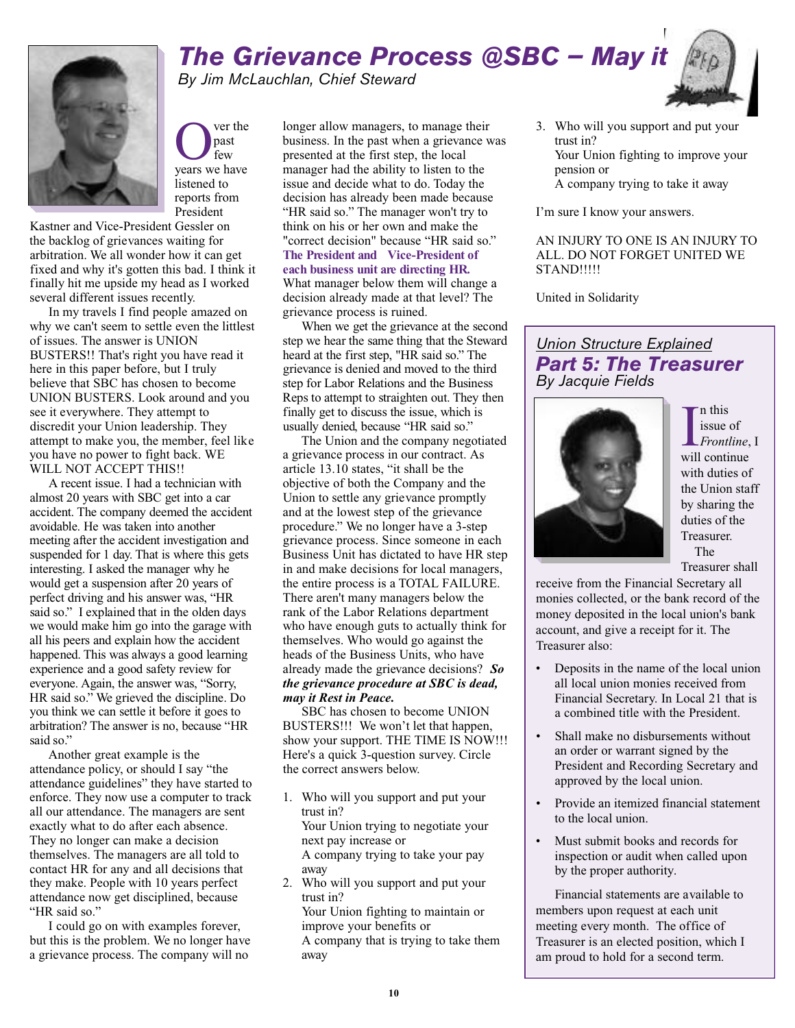# The Grievance Process @SBC – May it

*By Jim McLauchlan, Chief Steward*

Over the past few years we have listened to reports from President Kastner and Vice-President Gessler on the backlog of grievances waiting for arbitration. We all wonder how it can get fixed and why it's gotten this bad. I think it finally hit me upside my head as I worked several different issues recently.

In my travels I find people amazed on why we can't seem to settle even the littlest of issues. The answer is UNION BUSTERS!! That's right you have read it here in this paper before, but I truly believe that SBC has chosen to become UNION BUSTERS. Look around and you see it everywhere. They attempt to discredit your Union leadership. They attempt to make you, the member, feel like you have no power to fight back. WE WILL NOT ACCEPT THIS!!

A recent issue. I had a technician with almost 20 years with SBC get into a car accident. The company deemed the accident avoidable. He was taken into another meeting after the accident investigation and suspended for 1 day. That is where this gets interesting. I asked the manager why he would get a suspension after 20 years of perfect driving and his answer was, "HR said so." I explained that in the olden days we would make him go into the garage with all his peers and explain how the accident happened. This was always a good learning experience and a good safety review for everyone. Again, the answer was, "Sorry, HR said so." We grieved the discipline. Do you think we can settle it before it goes to arbitration? The answer is no, because "HR said so."

Another great example is the attendance policy, or should I say "the attendance guidelines" they have started to enforce. They now use a computer to track all our attendance. The managers are sent exactly what to do after each absence. They no longer can make a decision themselves. The managers are all told to contact HR for any and all decisions that they make. People with 10 years perfect attendance now get disciplined, because "HR said so."

I could go on with examples forever, but this is the problem. We no longer have a grievance process. The company will no longer allow managers, to manage their business. In the past when a grievance was presented at the first step, the local manager had the ability to listen to the issue and decide what to do. Today the decision has already been made because "HR said so." The manager won't try to think on his or her own and make the "correct decision" because "HR said so." **The President and Vice-President of each business unit are directing HR.** What manager below them will change a decision already made at that level? The grievance process is ruined.

When we get the grievance at the second step we hear the same thing that the Steward heard at the first step, "HR said so." The grievance is denied and moved to the third step for Labor Relations and the Business Reps to attempt to straighten out. They then finally get to discuss the issue, which is usually denied, because "HR said so."

The Union and the company negotiated a grievance process in our contract. As article 13.10 states, "it shall be the objective of both the Company and the Union to settle any grievance promptly and at the lowest step of the grievance procedure." We no longer have a 3-step grievance process. Since someone in each Business Unit has dictated to have HR step in and make decisions for local managers, the entire process is a TOTAL FAILURE. There aren't many managers below the rank of the Labor Relations department who have enough guts to actually think for themselves. Who would go against the heads of the Business Units, who have already made the grievance decisions? ***So the grievance procedure at SBC is dead, may it Rest in Peace.***

SBC has chosen to become UNION BUSTERS!!! We won't let that happen, show your support. THE TIME IS NOW!!! Here's a quick 3-question survey. Circle the correct answers below.

1. Who will you support and put your trust in?
   Your Union trying to negotiate your next pay increase or
   A company trying to take your pay away
2. Who will you support and put your trust in?
   Your Union fighting to maintain or improve your benefits or
   A company that is trying to take them away
3. Who will you support and put your trust in?
   Your Union fighting to improve your pension or
   A company trying to take it away

I'm sure I know your answers.

AN INJURY TO ONE IS AN INJURY TO ALL. DO NOT FORGET UNITED WE STAND!!!!!

United in Solidarity

## Union Structure Explained
## Part 5: The Treasurer

*By Jacquie Fields*

In this issue of *Frontline*, I will continue with duties of the Union staff by sharing the duties of the Treasurer.

The Treasurer shall receive from the Financial Secretary all monies collected, or the bank record of the money deposited in the local union's bank account, and give a receipt for it. The Treasurer also:

- Deposits in the name of the local union all local union monies received from Financial Secretary. In Local 21 that is a combined title with the President.
- Shall make no disbursements without an order or warrant signed by the President and Recording Secretary and approved by the local union.
- Provide an itemized financial statement to the local union.
- Must submit books and records for inspection or audit when called upon by the proper authority.

Financial statements are available to members upon request at each unit meeting every month. The office of Treasurer is an elected position, which I am proud to hold for a second term.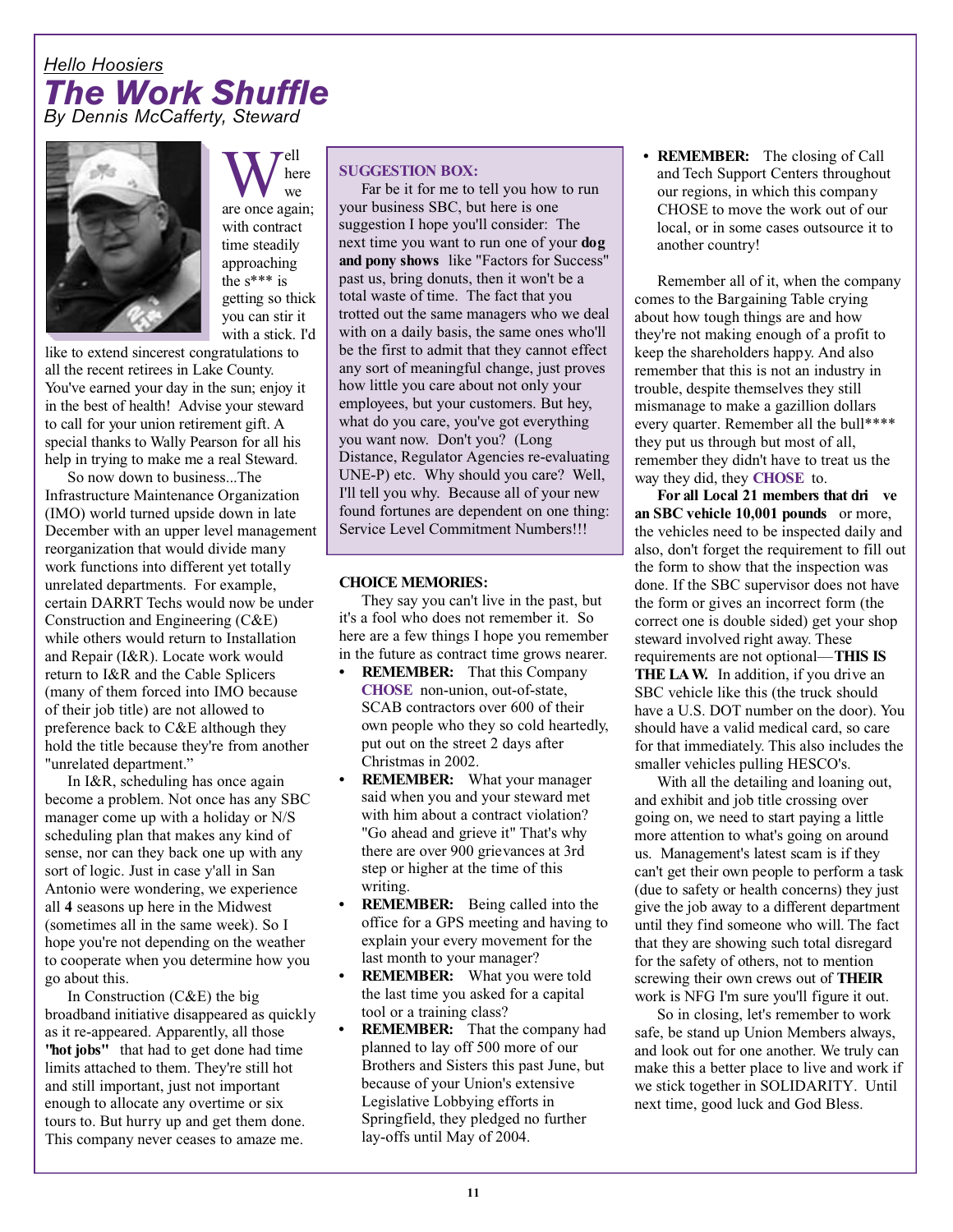*Hello Hoosiers*

# *The Work Shuffle*

*By Dennis McCafferty, Steward*

Well here we are once again; with contract time steadily approaching the s*** is getting so thick you can stir it with a stick. I'd like to extend sincerest congratulations to all the recent retirees in Lake County. You've earned your day in the sun; enjoy it in the best of health! Advise your steward to call for your union retirement gift. A special thanks to Wally Pearson for all his help in trying to make me a real Steward.

So now down to business...The Infrastructure Maintenance Organization (IMO) world turned upside down in late December with an upper level management reorganization that would divide many work functions into different yet totally unrelated departments. For example, certain DARRT Techs would now be under Construction and Engineering (C&E) while others would return to Installation and Repair (I&R). Locate work would return to I&R and the Cable Splicers (many of them forced into IMO because of their job title) are not allowed to preference back to C&E although they hold the title because they're from another "unrelated department."

In I&R, scheduling has once again become a problem. Not once has any SBC manager come up with a holiday or N/S scheduling plan that makes any kind of sense, nor can they back one up with any sort of logic. Just in case y'all in San Antonio were wondering, we experience all **4** seasons up here in the Midwest (sometimes all in the same week). So I hope you're not depending on the weather to cooperate when you determine how you go about this.

In Construction (C&E) the big broadband initiative disappeared as quickly as it re-appeared. Apparently, all those **"hot jobs"** that had to get done had time limits attached to them. They're still hot and still important, just not important enough to allocate any overtime or six tours to. But hurry up and get them done. This company never ceases to amaze me.

**SUGGESTION BOX:**

Far be it for me to tell you how to run your business SBC, but here is one suggestion I hope you'll consider: The next time you want to run one of your **dog and pony shows** like "Factors for Success" past us, bring donuts, then it won't be a total waste of time. The fact that you trotted out the same managers who we deal with on a daily basis, the same ones who'll be the first to admit that they cannot effect any sort of meaningful change, just proves how little you care about not only your employees, but your customers. But hey, what do you care, you've got everything you want now. Don't you? (Long Distance, Regulator Agencies re-evaluating UNE-P) etc. Why should you care? Well, I'll tell you why. Because all of your new found fortunes are dependent on one thing: Service Level Commitment Numbers!!!

**CHOICE MEMORIES:**

They say you can't live in the past, but it's a fool who does not remember it. So here are a few things I hope you remember in the future as contract time grows nearer.

- **REMEMBER:** That this Company **CHOSE** non-union, out-of-state, SCAB contractors over 600 of their own people who they so cold heartedly, put out on the street 2 days after Christmas in 2002.
- **REMEMBER:** What your manager said when you and your steward met with him about a contract violation? "Go ahead and grieve it" That's why there are over 900 grievances at 3rd step or higher at the time of this writing.
- **REMEMBER:** Being called into the office for a GPS meeting and having to explain your every movement for the last month to your manager?
- **REMEMBER:** What you were told the last time you asked for a capital tool or a training class?
- **REMEMBER:** That the company had planned to lay off 500 more of our Brothers and Sisters this past June, but because of your Union's extensive Legislative Lobbying efforts in Springfield, they pledged no further lay-offs until May of 2004.
- **REMEMBER:** The closing of Call and Tech Support Centers throughout our regions, in which this company CHOSE to move the work out of our local, or in some cases outsource it to another country!

Remember all of it, when the company comes to the Bargaining Table crying about how tough things are and how they're not making enough of a profit to keep the shareholders happy. And also remember that this is not an industry in trouble, despite themselves they still mismanage to make a gazillion dollars every quarter. Remember all the bull**** they put us through but most of all, remember they didn't have to treat us the way they did, they **CHOSE** to.

**For all Local 21 members that drive an SBC vehicle 10,001 pounds** or more, the vehicles need to be inspected daily and also, don't forget the requirement to fill out the form to show that the inspection was done. If the SBC supervisor does not have the form or gives an incorrect form (the correct one is double sided) get your shop steward involved right away. These requirements are not optional—**THIS IS THE LAW.** In addition, if you drive an SBC vehicle like this (the truck should have a U.S. DOT number on the door). You should have a valid medical card, so care for that immediately. This also includes the smaller vehicles pulling HESCO's.

With all the detailing and loaning out, and exhibit and job title crossing over going on, we need to start paying a little more attention to what's going on around us. Management's latest scam is if they can't get their own people to perform a task (due to safety or health concerns) they just give the job away to a different department until they find someone who will. The fact that they are showing such total disregard for the safety of others, not to mention screwing their own crews out of **THEIR** work is NFG I'm sure you'll figure it out.

So in closing, let's remember to work safe, be stand up Union Members always, and look out for one another. We truly can make this a better place to live and work if we stick together in SOLIDARITY. Until next time, good luck and God Bless.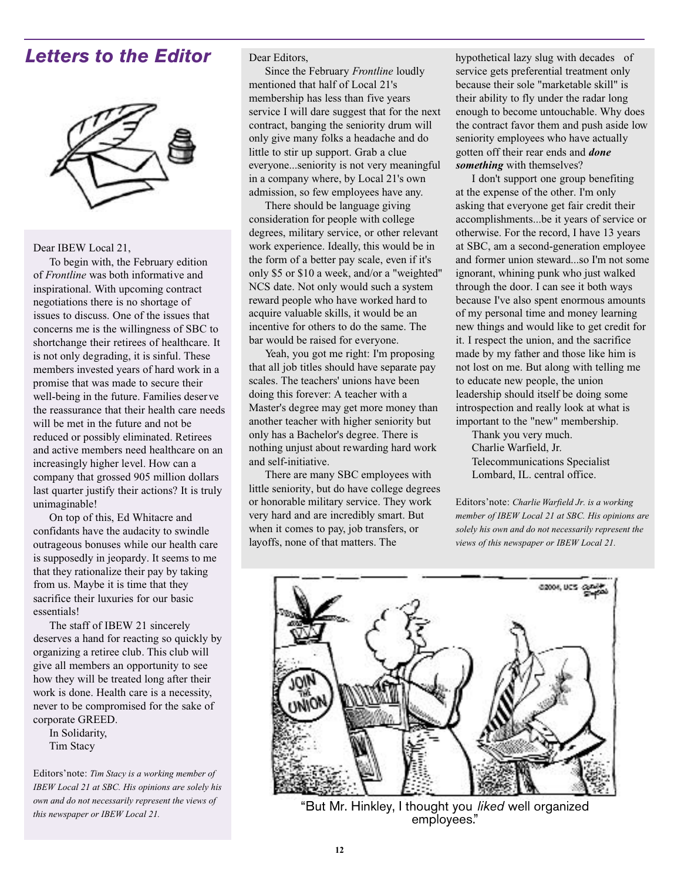## Letters to the Editor

Dear IBEW Local 21,

To begin with, the February edition of *Frontline* was both informative and inspirational. With upcoming contract negotiations there is no shortage of issues to discuss. One of the issues that concerns me is the willingness of SBC to shortchange their retirees of healthcare. It is not only degrading, it is sinful. These members invested years of hard work in a promise that was made to secure their well-being in the future. Families deserve the reassurance that their health care needs will be met in the future and not be reduced or possibly eliminated. Retirees and active members need healthcare on an increasingly higher level. How can a company that grossed 905 million dollars last quarter justify their actions? It is truly unimaginable!

On top of this, Ed Whitacre and confidants have the audacity to swindle outrageous bonuses while our health care is supposedly in jeopardy. It seems to me that they rationalize their pay by taking from us. Maybe it is time that they sacrifice their luxuries for our basic essentials!

The staff of IBEW 21 sincerely deserves a hand for reacting so quickly by organizing a retiree club. This club will give all members an opportunity to see how they will be treated long after their work is done. Health care is a necessity, never to be compromised for the sake of corporate GREED.

In Solidarity,
Tim Stacy

Editors' note: *Tim Stacy is a working member of IBEW Local 21 at SBC. His opinions are solely his own and do not necessarily represent the views of this newspaper or IBEW Local 21.*

---

Dear Editors,

Since the February *Frontline* loudly mentioned that half of Local 21's membership has less than five years service I will dare suggest that for the next contract, banging the seniority drum will only give many folks a headache and do little to stir up support. Grab a clue everyone...seniority is not very meaningful in a company where, by Local 21's own admission, so few employees have any.

There should be language giving consideration for people with college degrees, military service, or other relevant work experience. Ideally, this would be in the form of a better pay scale, even if it's only $5 or $10 a week, and/or a "weighted" NCS date. Not only would such a system reward people who have worked hard to acquire valuable skills, it would be an incentive for others to do the same. The bar would be raised for everyone.

Yeah, you got me right: I'm proposing that all job titles should have separate pay scales. The teachers' unions have been doing this forever: A teacher with a Master's degree may get more money than another teacher with higher seniority but only has a Bachelor's degree. There is nothing unjust about rewarding hard work and self-initiative.

There are many SBC employees with little seniority, but do have college degrees or honorable military service. They work very hard and are incredibly smart. But when it comes to pay, job transfers, or layoffs, none of that matters. The hypothetical lazy slug with decades of service gets preferential treatment only because their sole "marketable skill" is their ability to fly under the radar long enough to become untouchable. Why does the contract favor them and push aside low seniority employees who have actually gotten off their rear ends and ***done something*** with themselves?

I don't support one group benefiting at the expense of the other. I'm only asking that everyone get fair credit their accomplishments...be it years of service or otherwise. For the record, I have 13 years at SBC, am a second-generation employee and former union steward...so I'm not some ignorant, whining punk who just walked through the door. I can see it both ways because I've also spent enormous amounts of my personal time and money learning new things and would like to get credit for it. I respect the union, and the sacrifice made by my father and those like him is not lost on me. But along with telling me to educate new people, the union leadership should itself be doing some introspection and really look at what is important to the "new" membership.

Thank you very much.
Charlie Warfield, Jr.
Telecommunications Specialist
Lombard, IL. central office.

Editors' note: *Charlie Warfield Jr. is a working member of IBEW Local 21 at SBC. His opinions are solely his own and do not necessarily represent the views of this newspaper or IBEW Local 21.*

---

"But Mr. Hinkley, I thought you *liked* well organized employees."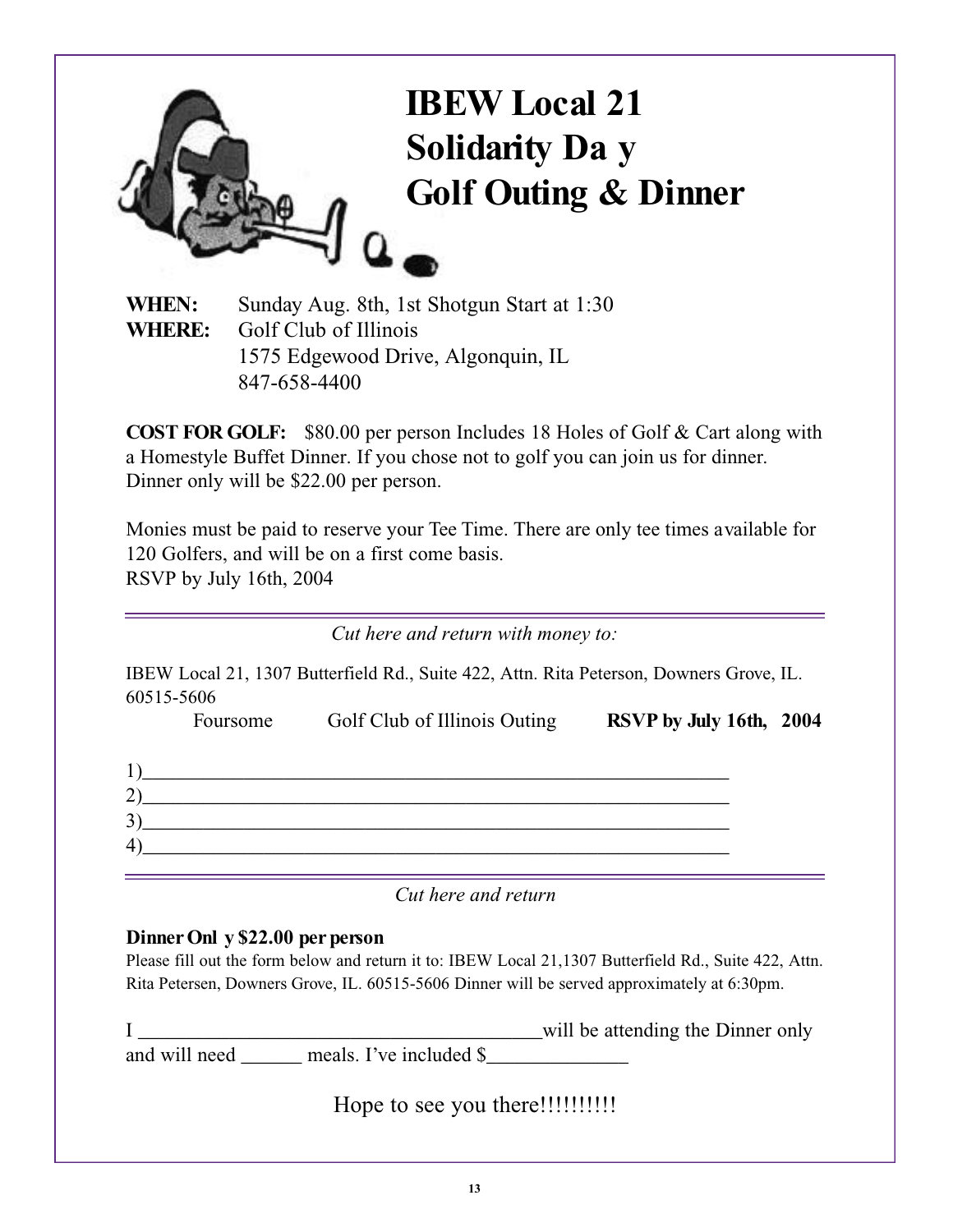# IBEW Local 21 Solidarity Da y Golf Outing & Dinner

**WHEN:** Sunday Aug. 8th, 1st Shotgun Start at 1:30

**WHERE:** Golf Club of Illinois
1575 Edgewood Drive, Algonquin, IL
847-658-4400

**COST FOR GOLF:** $80.00 per person Includes 18 Holes of Golf & Cart along with a Homestyle Buffet Dinner. If you chose not to golf you can join us for dinner. Dinner only will be $22.00 per person.

Monies must be paid to reserve your Tee Time. There are only tee times available for 120 Golfers, and will be on a first come basis.
RSVP by July 16th, 2004

---

*Cut here and return with money to:*

IBEW Local 21, 1307 Butterfield Rd., Suite 422, Attn. Rita Peterson, Downers Grove, IL. 60515-5606

Foursome Golf Club of Illinois Outing **RSVP by July 16th, 2004**

1)____________________________________________________________
2)____________________________________________________________
3)____________________________________________________________
4)____________________________________________________________

---

*Cut here and return*

**Dinner Onl y $22.00 per person**

Please fill out the form below and return it to: IBEW Local 21,1307 Butterfield Rd., Suite 422, Attn. Rita Petersen, Downers Grove, IL. 60515-5606 Dinner will be served approximately at 6:30pm.

I ________________________________________will be attending the Dinner only and will need ______ meals. I've included $______________

Hope to see you there!!!!!!!!!!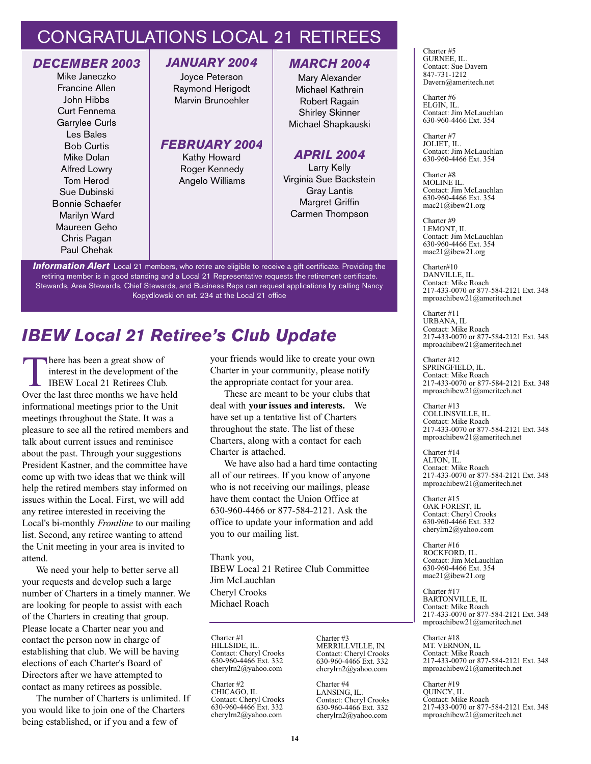# CONGRATULATIONS LOCAL 21 RETIREES

### *DECEMBER 2003*

Mike Janeczko
Francine Allen
John Hibbs
Curt Fennema
Garrylee Curls
Les Bales
Bob Curtis
Mike Dolan
Alfred Lowry
Tom Herod
Sue Dubinski
Bonnie Schaefer
Marilyn Ward
Maureen Geho
Chris Pagan
Paul Chehak

### *JANUARY 2004*

Joyce Peterson
Raymond Herigodt
Marvin Brunoehler

### *FEBRUARY 2004*

Kathy Howard
Roger Kennedy
Angelo Williams

### *MARCH 2004*

Mary Alexander
Michael Kathrein
Robert Ragain
Shirley Skinner
Michael Shapkauski

### *APRIL 2004*

Larry Kelly
Virginia Sue Backstein
Gray Lantis
Margret Griffin
Carmen Thompson

***Information Alert*** Local 21 members, who retire are eligible to receive a gift certificate. Providing the retiring member is in good standing and a Local 21 Representative requests the retirement certificate. Stewards, Area Stewards, Chief Stewards, and Business Reps can request applications by calling Nancy Kopydlowski on ext. 234 at the Local 21 office

## *IBEW Local 21 Retiree's Club Update*

There has been a great show of interest in the development of the IBEW Local 21 Retirees Club. Over the last three months we have held informational meetings prior to the Unit meetings throughout the State. It was a pleasure to see all the retired members and talk about current issues and reminisce about the past. Through your suggestions President Kastner, and the committee have come up with two ideas that we think will help the retired members stay informed on issues within the Local. First, we will add any retiree interested in receiving the Local's bi-monthly *Frontline* to our mailing list. Second, any retiree wanting to attend the Unit meeting in your area is invited to attend.

We need your help to better serve all your requests and develop such a large number of Charters in a timely manner. We are looking for people to assist with each of the Charters in creating that group. Please locate a Charter near you and contact the person now in charge of establishing that club. We will be having elections of each Charter's Board of Directors after we have attempted to contact as many retirees as possible.

The number of Charters is unlimited. If you would like to join one of the Charters being established, or if you and a few of your friends would like to create your own Charter in your community, please notify the appropriate contact for your area.

These are meant to be your clubs that deal with **your issues and interests.** We have set up a tentative list of Charters throughout the state. The list of these Charters, along with a contact for each Charter is attached.

We have also had a hard time contacting all of our retirees. If you know of anyone who is not receiving our mailings, please have them contact the Union Office at 630-960-4466 or 877-584-2121. Ask the office to update your information and add you to our mailing list.

Thank you,
IBEW Local 21 Retiree Club Committee
Jim McLauchlan
Cheryl Crooks
Michael Roach

Charter #1
HILLSIDE, IL.
Contact: Cheryl Crooks
630-960-4466 Ext. 332
cherylrn2@yahoo.com

Charter #2
CHICAGO, IL
Contact: Cheryl Crooks
630-960-4466 Ext. 332
cherylrn2@yahoo.com

Charter #3
MERRILLVILLE, IN.
Contact: Cheryl Crooks
630-960-4466 Ext. 332
cherylrn2@yahoo.com

Charter #4
LANSING, IL.
Contact: Cheryl Crooks
630-960-4466 Ext. 332
cherylrn2@yahoo.com

Charter #5
GURNEE, IL.
Contact: Sue Davern
847-731-1212
Davern@ameritech.net

Charter #6
ELGIN, IL.
Contact: Jim McLauchlan
630-960-4466 Ext. 354

Charter #7
JOLIET, IL.
Contact: Jim McLauchlan
630-960-4466 Ext. 354

Charter #8
MOLINE IL.
Contact: Jim McLauchlan
630-960-4466 Ext. 354
mac21@ibew21.org

Charter #9
LEMONT, IL
Contact: Jim McLauchlan
630-960-4466 Ext. 354
mac21@ibew21.org

Charter#10
DANVILLE, IL.
Contact: Mike Roach
217-433-0070 or 877-584-2121 Ext. 348
mproachibew21@ameritech.net

Charter #11
URBANA, IL
Contact: Mike Roach
217-433-0070 or 877-584-2121 Ext. 348
mproachibew21@ameritech.net

Charter #12
SPRINGFIELD, IL.
Contact: Mike Roach
217-433-0070 or 877-584-2121 Ext. 348
mproachibew21@ameritech.net

Charter #13
COLLINSVILLE, IL.
Contact: Mike Roach
217-433-0070 or 877-584-2121 Ext. 348
mproachibew21@ameritech.net

Charter #14
ALTON, IL.
Contact: Mike Roach
217-433-0070 or 877-584-2121 Ext. 348
mproachibew21@ameritech.net

Charter #15
OAK FOREST, IL
Contact: Cheryl Crooks
630-960-4466 Ext. 332
cherylrn2@yahoo.com

Charter #16
ROCKFORD, IL.
Contact: Jim McLauchlan
630-960-4466 Ext. 354
mac21@ibew21.org

Charter #17
BARTONVILLE, IL
Contact: Mike Roach
217-433-0070 or 877-584-2121 Ext. 348
mproachibew21@ameritech.net

Charter #18
MT. VERNON, IL
Contact: Mike Roach
217-433-0070 or 877-584-2121 Ext. 348
mproachibew21@ameritech.net

Charter #19
QUINCY, IL
Contact: Mike Roach
217-433-0070 or 877-584-2121 Ext. 348
mproachibew21@ameritech.net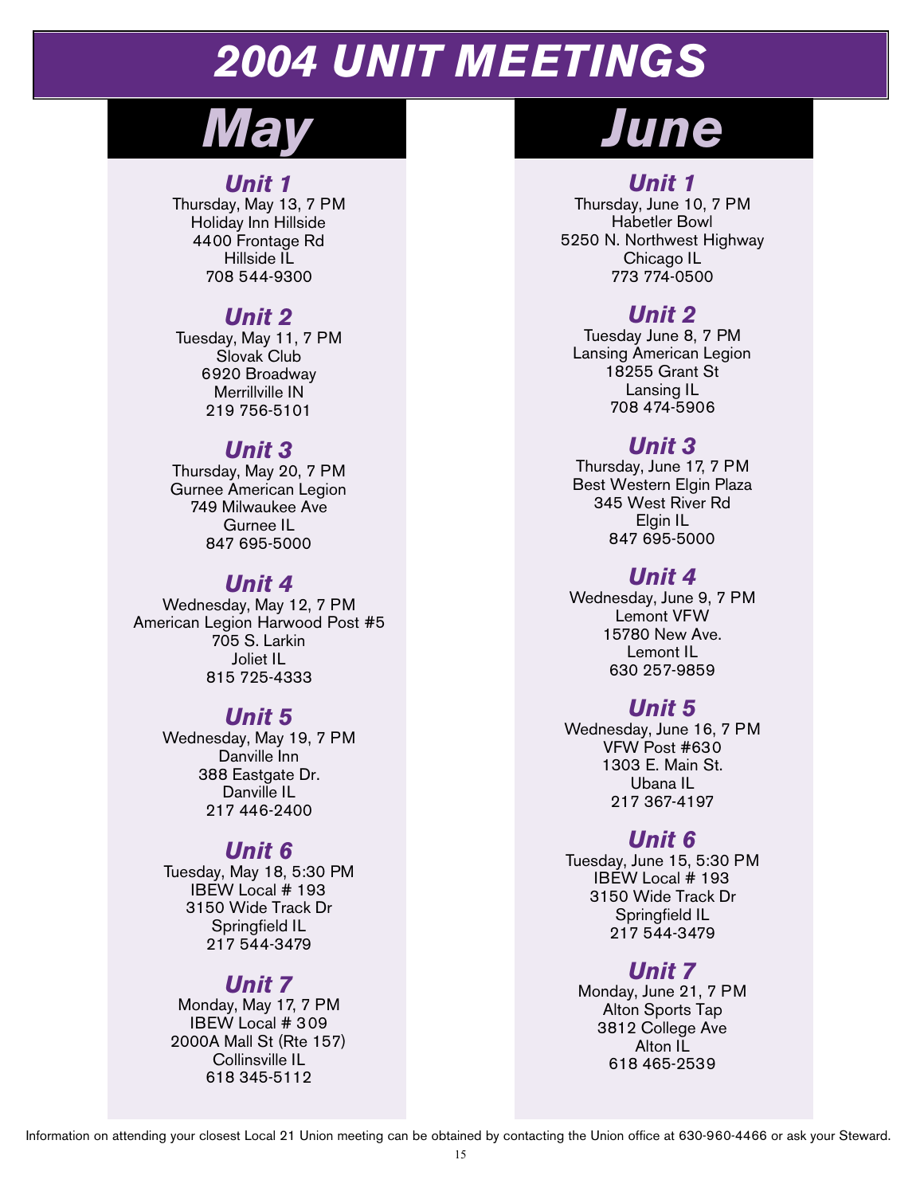# 2004 UNIT MEETINGS

## May

### Unit 1
Thursday, May 13, 7 PM
Holiday Inn Hillside
4400 Frontage Rd
Hillside IL
708 544-9300

### Unit 2
Tuesday, May 11, 7 PM
Slovak Club
6920 Broadway
Merrillville IN
219 756-5101

### Unit 3
Thursday, May 20, 7 PM
Gurnee American Legion
749 Milwaukee Ave
Gurnee IL
847 695-5000

### Unit 4
Wednesday, May 12, 7 PM
American Legion Harwood Post #5
705 S. Larkin
Joliet IL
815 725-4333

### Unit 5
Wednesday, May 19, 7 PM
Danville Inn
388 Eastgate Dr.
Danville IL
217 446-2400

### Unit 6
Tuesday, May 18, 5:30 PM
IBEW Local # 193
3150 Wide Track Dr
Springfield IL
217 544-3479

### Unit 7
Monday, May 17, 7 PM
IBEW Local # 309
2000A Mall St (Rte 157)
Collinsville IL
618 345-5112

## June

### Unit 1
Thursday, June 10, 7 PM
Habetler Bowl
5250 N. Northwest Highway
Chicago IL
773 774-0500

### Unit 2
Tuesday June 8, 7 PM
Lansing American Legion
18255 Grant St
Lansing IL
708 474-5906

### Unit 3
Thursday, June 17, 7 PM
Best Western Elgin Plaza
345 West River Rd
Elgin IL
847 695-5000

### Unit 4
Wednesday, June 9, 7 PM
Lemont VFW
15780 New Ave.
Lemont IL
630 257-9859

### Unit 5
Wednesday, June 16, 7 PM
VFW Post #630
1303 E. Main St.
Ubana IL
217 367-4197

### Unit 6
Tuesday, June 15, 5:30 PM
IBEW Local # 193
3150 Wide Track Dr
Springfield IL
217 544-3479

### Unit 7
Monday, June 21, 7 PM
Alton Sports Tap
3812 College Ave
Alton IL
618 465-2539

Information on attending your closest Local 21 Union meeting can be obtained by contacting the Union office at 630-960-4466 or ask your Steward.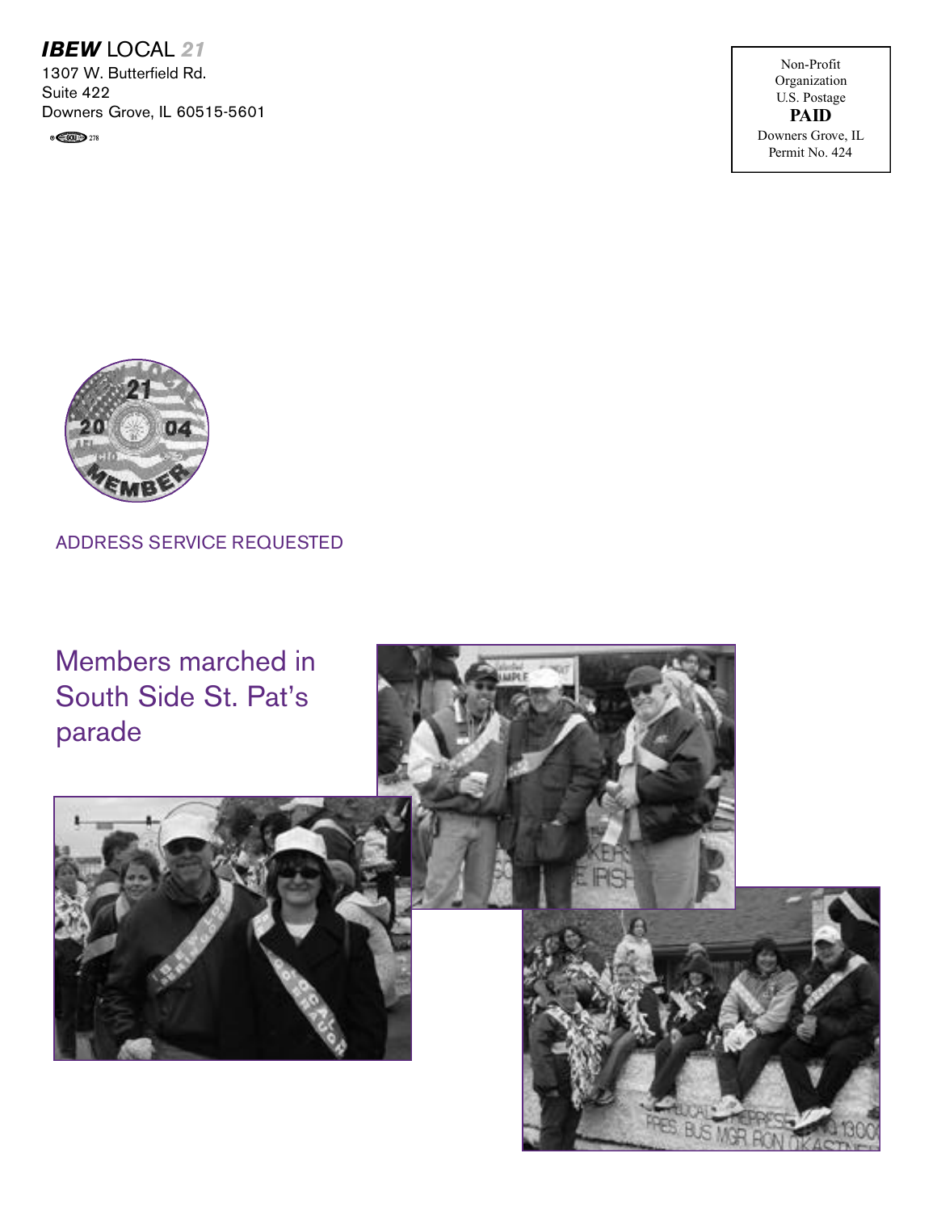***IBEW*** LOCAL *21*
1307 W. Butterfield Rd.
Suite 422
Downers Grove, IL 60515-5601

Non-Profit
Organization
U.S. Postage
**PAID**
Downers Grove, IL
Permit No. 424

ADDRESS SERVICE REQUESTED

## Members marched in South Side St. Pat's parade